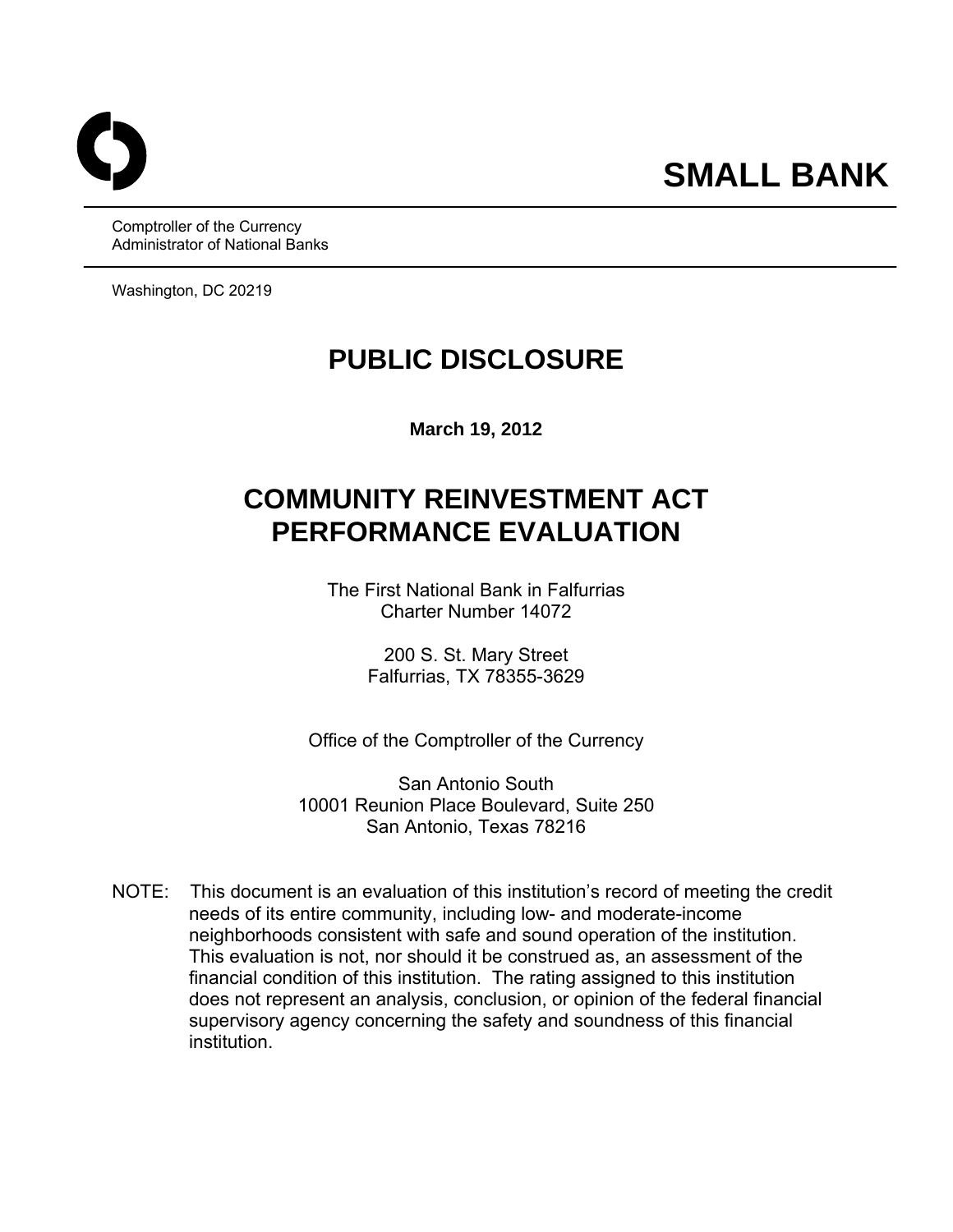# SMALL BANK

Comptroller of the Currency
Administrator of National Banks

Washington, DC 20219

# PUBLIC DISCLOSURE

**March 19, 2012**

# COMMUNITY REINVESTMENT ACT PERFORMANCE EVALUATION

The First National Bank in Falfurrias
Charter Number 14072

200 S. St. Mary Street
Falfurrias, TX 78355-3629

Office of the Comptroller of the Currency

San Antonio South
10001 Reunion Place Boulevard, Suite 250
San Antonio, Texas 78216

NOTE: This document is an evaluation of this institution's record of meeting the credit needs of its entire community, including low- and moderate-income neighborhoods consistent with safe and sound operation of the institution. This evaluation is not, nor should it be construed as, an assessment of the financial condition of this institution. The rating assigned to this institution does not represent an analysis, conclusion, or opinion of the federal financial supervisory agency concerning the safety and soundness of this financial institution.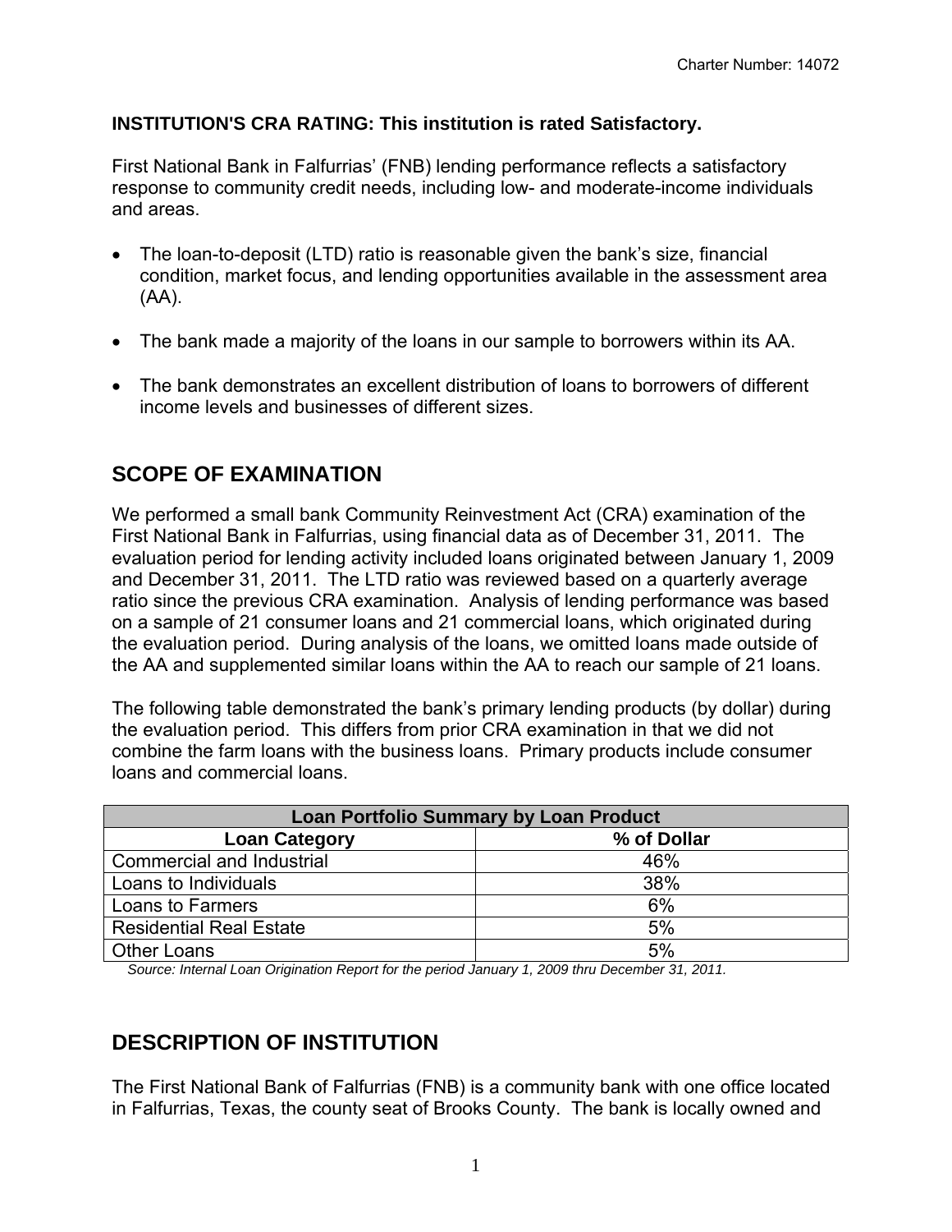**INSTITUTION'S CRA RATING: This institution is rated Satisfactory.**

First National Bank in Falfurrias' (FNB) lending performance reflects a satisfactory response to community credit needs, including low- and moderate-income individuals and areas.

- The loan-to-deposit (LTD) ratio is reasonable given the bank's size, financial condition, market focus, and lending opportunities available in the assessment area (AA).
- The bank made a majority of the loans in our sample to borrowers within its AA.
- The bank demonstrates an excellent distribution of loans to borrowers of different income levels and businesses of different sizes.

## SCOPE OF EXAMINATION

We performed a small bank Community Reinvestment Act (CRA) examination of the First National Bank in Falfurrias, using financial data as of December 31, 2011. The evaluation period for lending activity included loans originated between January 1, 2009 and December 31, 2011. The LTD ratio was reviewed based on a quarterly average ratio since the previous CRA examination. Analysis of lending performance was based on a sample of 21 consumer loans and 21 commercial loans, which originated during the evaluation period. During analysis of the loans, we omitted loans made outside of the AA and supplemented similar loans within the AA to reach our sample of 21 loans.

The following table demonstrated the bank's primary lending products (by dollar) during the evaluation period. This differs from prior CRA examination in that we did not combine the farm loans with the business loans. Primary products include consumer loans and commercial loans.

| Loan Portfolio Summary by Loan Product | |
|---|---|
| **Loan Category** | **% of Dollar** |
| Commercial and Industrial | 46% |
| Loans to Individuals | 38% |
| Loans to Farmers | 6% |
| Residential Real Estate | 5% |
| Other Loans | 5% |

*Source: Internal Loan Origination Report for the period January 1, 2009 thru December 31, 2011.*

## DESCRIPTION OF INSTITUTION

The First National Bank of Falfurrias (FNB) is a community bank with one office located in Falfurrias, Texas, the county seat of Brooks County. The bank is locally owned and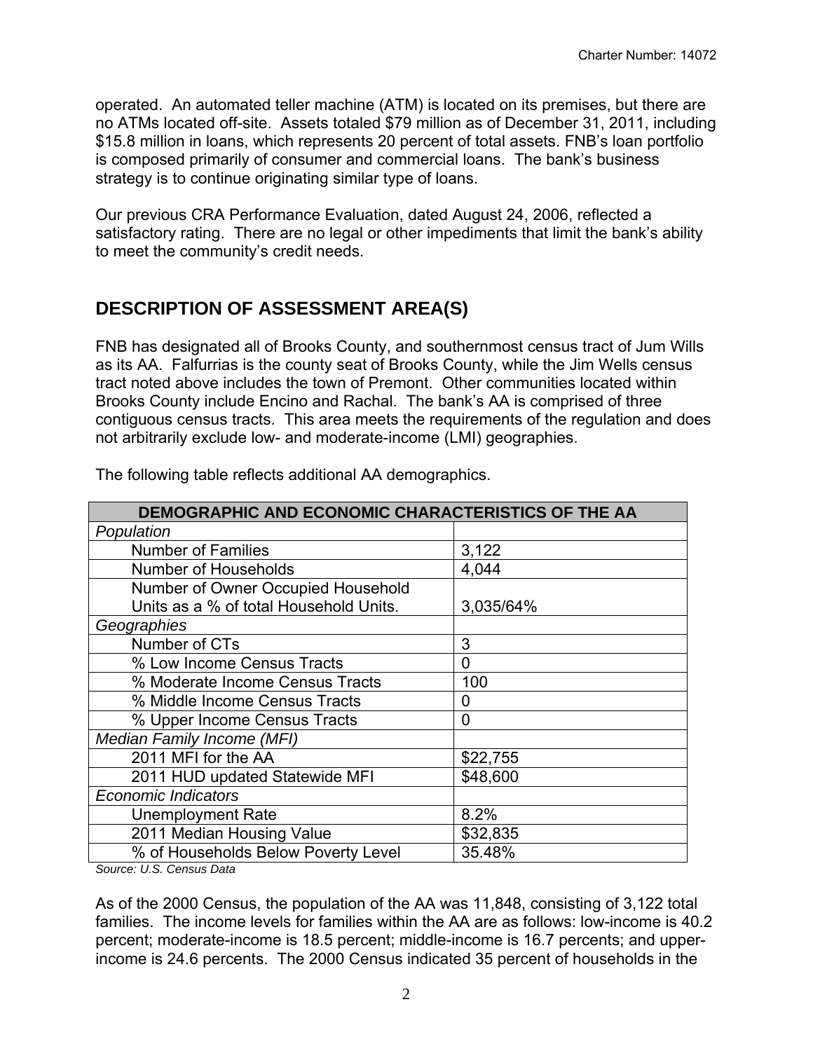operated. An automated teller machine (ATM) is located on its premises, but there are no ATMs located off-site. Assets totaled $79 million as of December 31, 2011, including $15.8 million in loans, which represents 20 percent of total assets. FNB's loan portfolio is composed primarily of consumer and commercial loans. The bank's business strategy is to continue originating similar type of loans.

Our previous CRA Performance Evaluation, dated August 24, 2006, reflected a satisfactory rating. There are no legal or other impediments that limit the bank's ability to meet the community's credit needs.

## DESCRIPTION OF ASSESSMENT AREA(S)

FNB has designated all of Brooks County, and southernmost census tract of Jum Wills as its AA. Falfurrias is the county seat of Brooks County, while the Jim Wells census tract noted above includes the town of Premont. Other communities located within Brooks County include Encino and Rachal. The bank's AA is comprised of three contiguous census tracts. This area meets the requirements of the regulation and does not arbitrarily exclude low- and moderate-income (LMI) geographies.

The following table reflects additional AA demographics.

| DEMOGRAPHIC AND ECONOMIC CHARACTERISTICS OF THE AA | |
|---|---|
| *Population* | |
| Number of Families | 3,122 |
| Number of Households | 4,044 |
| Number of Owner Occupied Household Units as a % of total Household Units. | 3,035/64% |
| *Geographies* | |
| Number of CTs | 3 |
| % Low Income Census Tracts | 0 |
| % Moderate Income Census Tracts | 100 |
| % Middle Income Census Tracts | 0 |
| % Upper Income Census Tracts | 0 |
| *Median Family Income (MFI)* | |
| 2011 MFI for the AA | $22,755 |
| 2011 HUD updated Statewide MFI | $48,600 |
| *Economic Indicators* | |
| Unemployment Rate | 8.2% |
| 2011 Median Housing Value | $32,835 |
| % of Households Below Poverty Level | 35.48% |

*Source: U.S. Census Data*

As of the 2000 Census, the population of the AA was 11,848, consisting of 3,122 total families. The income levels for families within the AA are as follows: low-income is 40.2 percent; moderate-income is 18.5 percent; middle-income is 16.7 percents; and upper-income is 24.6 percents. The 2000 Census indicated 35 percent of households in the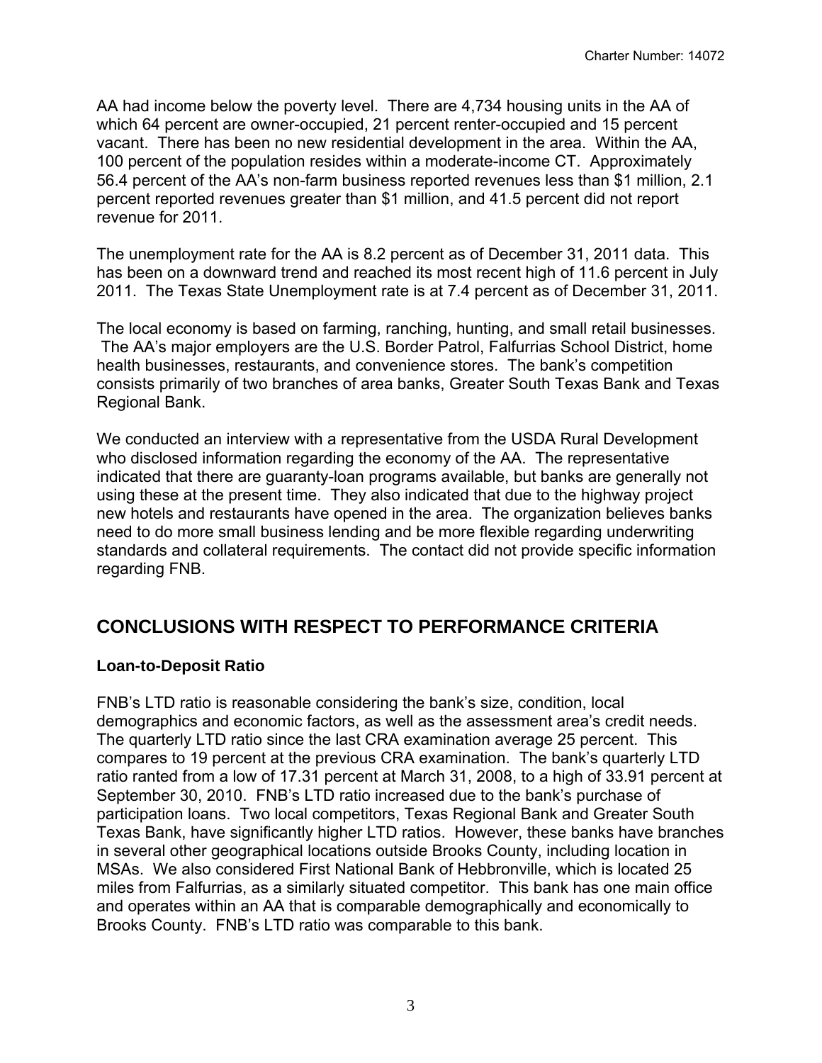AA had income below the poverty level. There are 4,734 housing units in the AA of which 64 percent are owner-occupied, 21 percent renter-occupied and 15 percent vacant. There has been no new residential development in the area. Within the AA, 100 percent of the population resides within a moderate-income CT. Approximately 56.4 percent of the AA's non-farm business reported revenues less than $1 million, 2.1 percent reported revenues greater than $1 million, and 41.5 percent did not report revenue for 2011.

The unemployment rate for the AA is 8.2 percent as of December 31, 2011 data. This has been on a downward trend and reached its most recent high of 11.6 percent in July 2011. The Texas State Unemployment rate is at 7.4 percent as of December 31, 2011.

The local economy is based on farming, ranching, hunting, and small retail businesses. The AA's major employers are the U.S. Border Patrol, Falfurrias School District, home health businesses, restaurants, and convenience stores. The bank's competition consists primarily of two branches of area banks, Greater South Texas Bank and Texas Regional Bank.

We conducted an interview with a representative from the USDA Rural Development who disclosed information regarding the economy of the AA. The representative indicated that there are guaranty-loan programs available, but banks are generally not using these at the present time. They also indicated that due to the highway project new hotels and restaurants have opened in the area. The organization believes banks need to do more small business lending and be more flexible regarding underwriting standards and collateral requirements. The contact did not provide specific information regarding FNB.

## CONCLUSIONS WITH RESPECT TO PERFORMANCE CRITERIA

### Loan-to-Deposit Ratio

FNB's LTD ratio is reasonable considering the bank's size, condition, local demographics and economic factors, as well as the assessment area's credit needs. The quarterly LTD ratio since the last CRA examination average 25 percent. This compares to 19 percent at the previous CRA examination. The bank's quarterly LTD ratio ranted from a low of 17.31 percent at March 31, 2008, to a high of 33.91 percent at September 30, 2010. FNB's LTD ratio increased due to the bank's purchase of participation loans. Two local competitors, Texas Regional Bank and Greater South Texas Bank, have significantly higher LTD ratios. However, these banks have branches in several other geographical locations outside Brooks County, including location in MSAs. We also considered First National Bank of Hebbronville, which is located 25 miles from Falfurrias, as a similarly situated competitor. This bank has one main office and operates within an AA that is comparable demographically and economically to Brooks County. FNB's LTD ratio was comparable to this bank.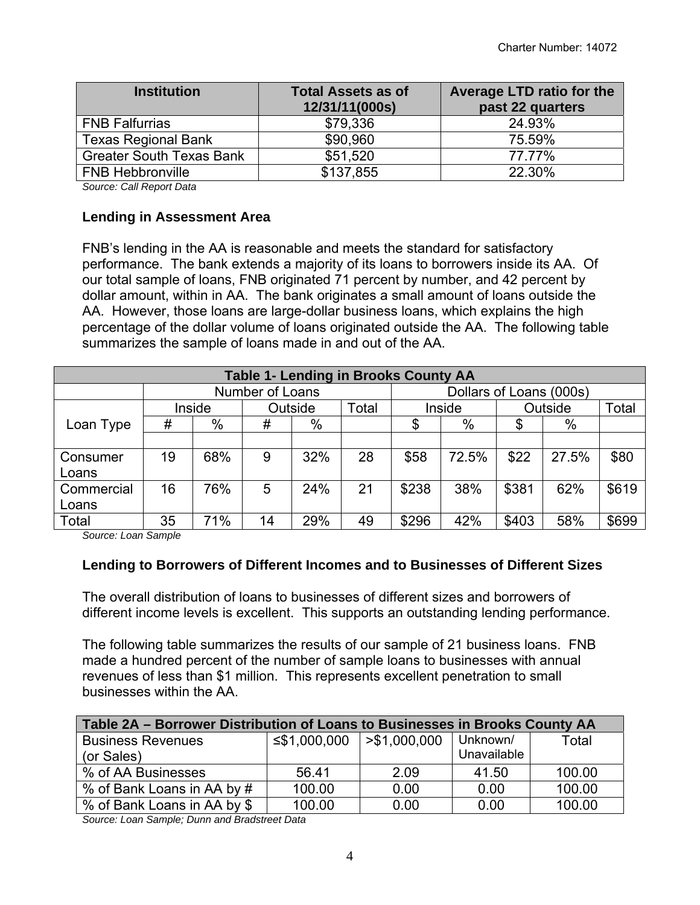| Institution | Total Assets as of 12/31/11(000s) | Average LTD ratio for the past 22 quarters |
|---|---|---|
| FNB Falfurrias | $79,336 | 24.93% |
| Texas Regional Bank | $90,960 | 75.59% |
| Greater South Texas Bank | $51,520 | 77.77% |
| FNB Hebbronville | $137,855 | 22.30% |

*Source: Call Report Data*

### Lending in Assessment Area

FNB's lending in the AA is reasonable and meets the standard for satisfactory performance. The bank extends a majority of its loans to borrowers inside its AA. Of our total sample of loans, FNB originated 71 percent by number, and 42 percent by dollar amount, within in AA. The bank originates a small amount of loans outside the AA. However, those loans are large-dollar business loans, which explains the high percentage of the dollar volume of loans originated outside the AA. The following table summarizes the sample of loans made in and out of the AA.

| Table 1- Lending in Brooks County AA | | | | | | | | | | |
|---|---|---|---|---|---|---|---|---|---|---|
| | Number of Loans | | | | | Dollars of Loans (000s) | | | | |
| | Inside | | Outside | | Total | Inside | | Outside | | Total |
| Loan Type | # | % | # | % | | $ | % | $ | % | |
| Consumer Loans | 19 | 68% | 9 | 32% | 28 | $58 | 72.5% | $22 | 27.5% | $80 |
| Commercial Loans | 16 | 76% | 5 | 24% | 21 | $238 | 38% | $381 | 62% | $619 |
| Total | 35 | 71% | 14 | 29% | 49 | $296 | 42% | $403 | 58% | $699 |

*Source: Loan Sample*

### Lending to Borrowers of Different Incomes and to Businesses of Different Sizes

The overall distribution of loans to businesses of different sizes and borrowers of different income levels is excellent. This supports an outstanding lending performance.

The following table summarizes the results of our sample of 21 business loans. FNB made a hundred percent of the number of sample loans to businesses with annual revenues of less than $1 million. This represents excellent penetration to small businesses within the AA.

| Table 2A – Borrower Distribution of Loans to Businesses in Brooks County AA | | | | |
|---|---|---|---|---|
| Business Revenues (or Sales) | ≤$1,000,000 | >$1,000,000 | Unknown/ Unavailable | Total |
| % of AA Businesses | 56.41 | 2.09 | 41.50 | 100.00 |
| % of Bank Loans in AA by # | 100.00 | 0.00 | 0.00 | 100.00 |
| % of Bank Loans in AA by $ | 100.00 | 0.00 | 0.00 | 100.00 |

*Source: Loan Sample; Dunn and Bradstreet Data*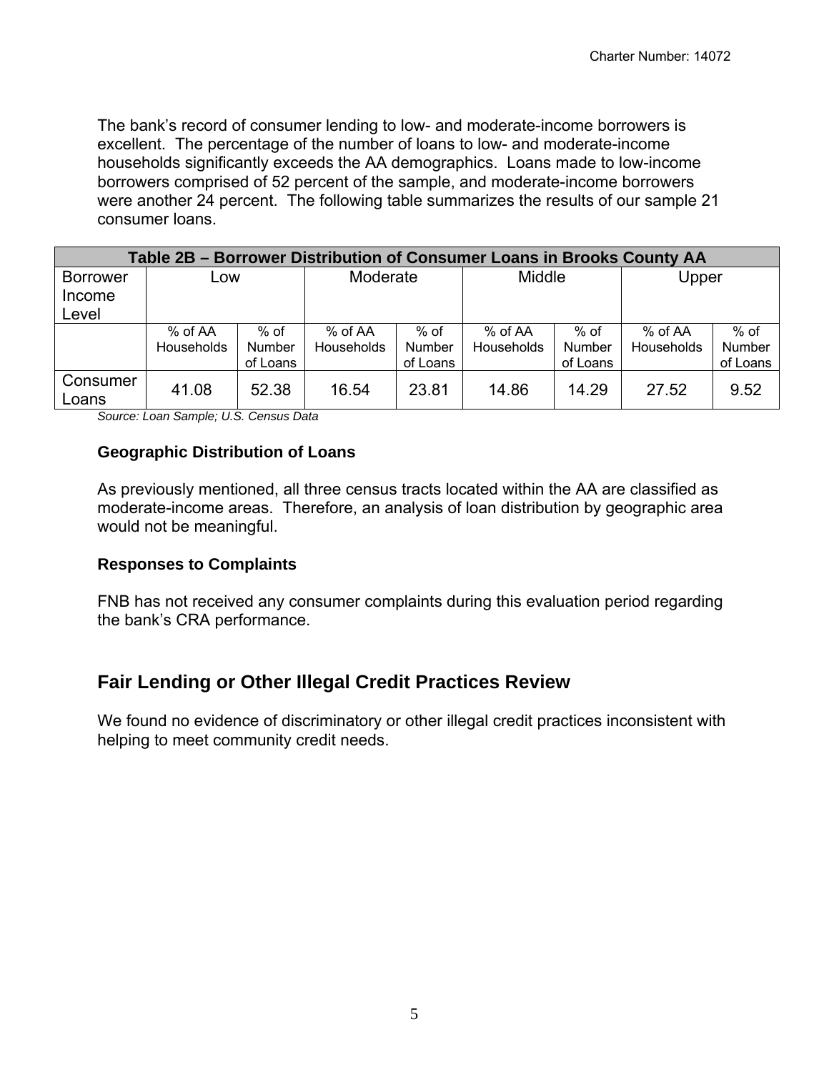The bank's record of consumer lending to low- and moderate-income borrowers is excellent. The percentage of the number of loans to low- and moderate-income households significantly exceeds the AA demographics. Loans made to low-income borrowers comprised of 52 percent of the sample, and moderate-income borrowers were another 24 percent. The following table summarizes the results of our sample 21 consumer loans.

| Table 2B – Borrower Distribution of Consumer Loans in Brooks County AA | | | | | | | | |
|---|---|---|---|---|---|---|---|---|
| Borrower Income Level | Low | | Moderate | | Middle | | Upper | |
| | % of AA Households | % of Number of Loans | % of AA Households | % of Number of Loans | % of AA Households | % of Number of Loans | % of AA Households | % of Number of Loans |
| Consumer Loans | 41.08 | 52.38 | 16.54 | 23.81 | 14.86 | 14.29 | 27.52 | 9.52 |

*Source: Loan Sample; U.S. Census Data*

**Geographic Distribution of Loans**

As previously mentioned, all three census tracts located within the AA are classified as moderate-income areas. Therefore, an analysis of loan distribution by geographic area would not be meaningful.

**Responses to Complaints**

FNB has not received any consumer complaints during this evaluation period regarding the bank's CRA performance.

## Fair Lending or Other Illegal Credit Practices Review

We found no evidence of discriminatory or other illegal credit practices inconsistent with helping to meet community credit needs.